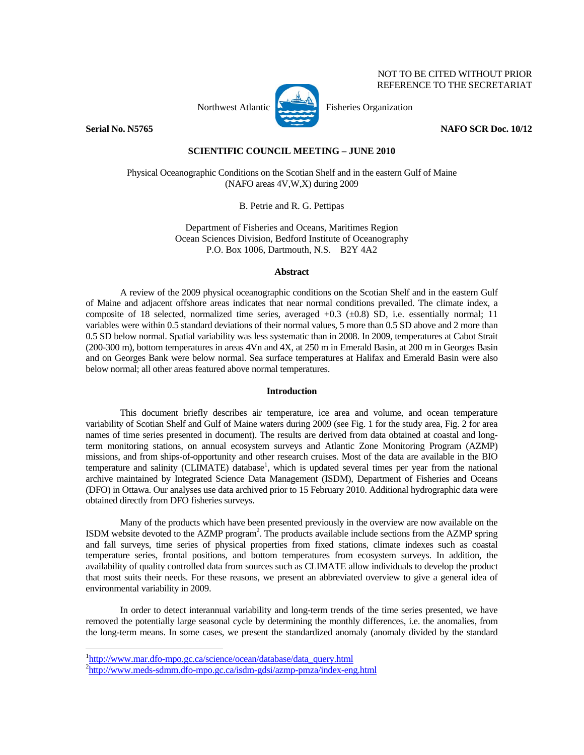NOT TO BE CITED WITHOUT PRIOR
REFERENCE TO THE SECRETARIAT

Northwest Atlantic Fisheries Organization

**Serial No. N5765** **NAFO SCR Doc. 10/12**

**SCIENTIFIC COUNCIL MEETING – JUNE 2010**

Physical Oceanographic Conditions on the Scotian Shelf and in the eastern Gulf of Maine (NAFO areas 4V,W,X) during 2009

B. Petrie and R. G. Pettipas

Department of Fisheries and Oceans, Maritimes Region
Ocean Sciences Division, Bedford Institute of Oceanography
P.O. Box 1006, Dartmouth, N.S. B2Y 4A2

## Abstract

A review of the 2009 physical oceanographic conditions on the Scotian Shelf and in the eastern Gulf of Maine and adjacent offshore areas indicates that near normal conditions prevailed. The climate index, a composite of 18 selected, normalized time series, averaged +0.3 (±0.8) SD, i.e. essentially normal; 11 variables were within 0.5 standard deviations of their normal values, 5 more than 0.5 SD above and 2 more than 0.5 SD below normal. Spatial variability was less systematic than in 2008. In 2009, temperatures at Cabot Strait (200-300 m), bottom temperatures in areas 4Vn and 4X, at 250 m in Emerald Basin, at 200 m in Georges Basin and on Georges Bank were below normal. Sea surface temperatures at Halifax and Emerald Basin were also below normal; all other areas featured above normal temperatures.

## Introduction

This document briefly describes air temperature, ice area and volume, and ocean temperature variability of Scotian Shelf and Gulf of Maine waters during 2009 (see Fig. 1 for the study area, Fig. 2 for area names of time series presented in document). The results are derived from data obtained at coastal and long-term monitoring stations, on annual ecosystem surveys and Atlantic Zone Monitoring Program (AZMP) missions, and from ships-of-opportunity and other research cruises. Most of the data are available in the BIO temperature and salinity (CLIMATE) database[1], which is updated several times per year from the national archive maintained by Integrated Science Data Management (ISDM), Department of Fisheries and Oceans (DFO) in Ottawa. Our analyses use data archived prior to 15 February 2010. Additional hydrographic data were obtained directly from DFO fisheries surveys.

Many of the products which have been presented previously in the overview are now available on the ISDM website devoted to the AZMP program[2]. The products available include sections from the AZMP spring and fall surveys, time series of physical properties from fixed stations, climate indexes such as coastal temperature series, frontal positions, and bottom temperatures from ecosystem surveys. In addition, the availability of quality controlled data from sources such as CLIMATE allow individuals to develop the product that most suits their needs. For these reasons, we present an abbreviated overview to give a general idea of environmental variability in 2009.

In order to detect interannual variability and long-term trends of the time series presented, we have removed the potentially large seasonal cycle by determining the monthly differences, i.e. the anomalies, from the long-term means. In some cases, we present the standardized anomaly (anomaly divided by the standard

[1] http://www.mar.dfo-mpo.gc.ca/science/ocean/database/data_query.html
[2] http://www.meds-sdmm.dfo-mpo.gc.ca/isdm-gdsi/azmp-pmza/index-eng.html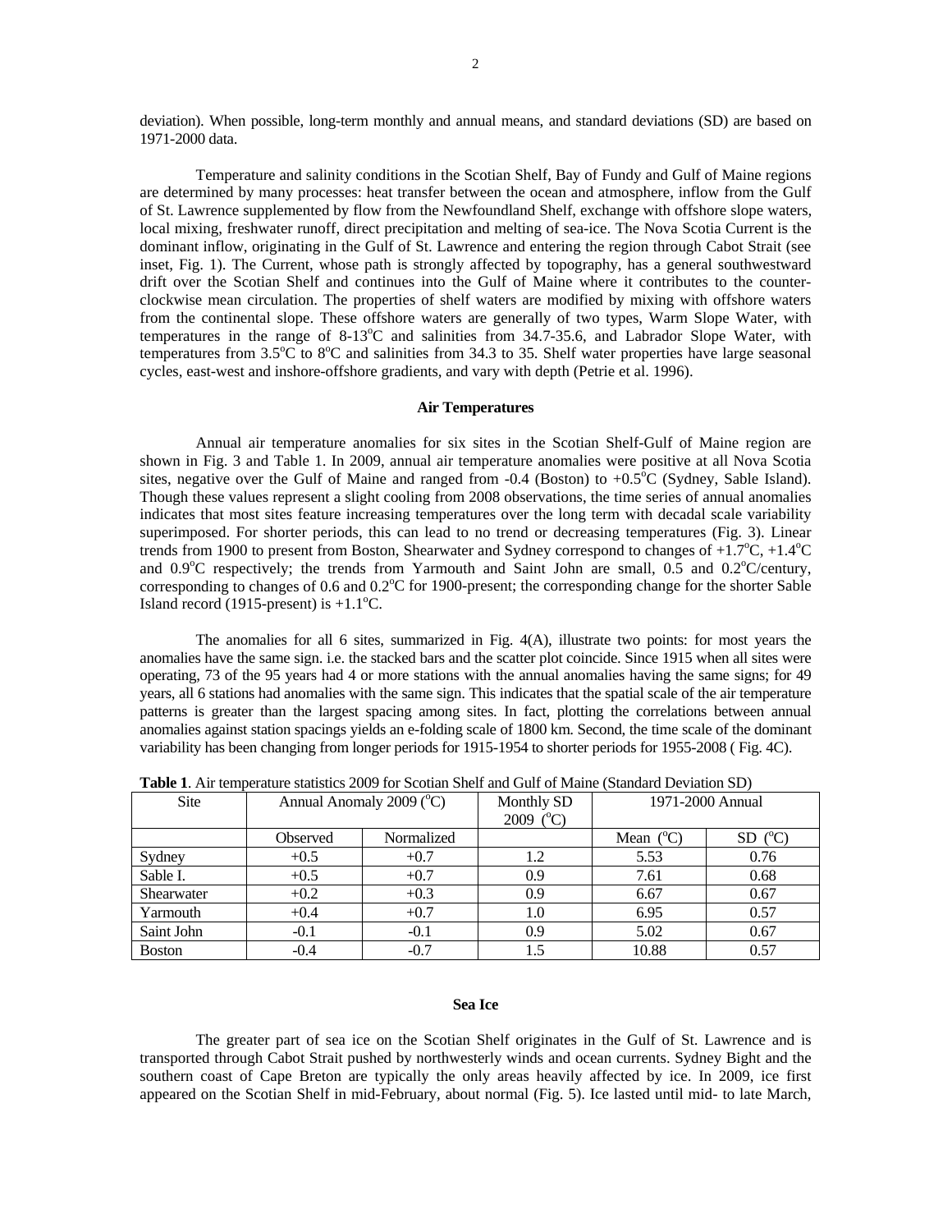deviation). When possible, long-term monthly and annual means, and standard deviations (SD) are based on 1971-2000 data.

Temperature and salinity conditions in the Scotian Shelf, Bay of Fundy and Gulf of Maine regions are determined by many processes: heat transfer between the ocean and atmosphere, inflow from the Gulf of St. Lawrence supplemented by flow from the Newfoundland Shelf, exchange with offshore slope waters, local mixing, freshwater runoff, direct precipitation and melting of sea-ice. The Nova Scotia Current is the dominant inflow, originating in the Gulf of St. Lawrence and entering the region through Cabot Strait (see inset, Fig. 1). The Current, whose path is strongly affected by topography, has a general southwestward drift over the Scotian Shelf and continues into the Gulf of Maine where it contributes to the counter-clockwise mean circulation. The properties of shelf waters are modified by mixing with offshore waters from the continental slope. These offshore waters are generally of two types, Warm Slope Water, with temperatures in the range of 8-13°C and salinities from 34.7-35.6, and Labrador Slope Water, with temperatures from 3.5°C to 8°C and salinities from 34.3 to 35. Shelf water properties have large seasonal cycles, east-west and inshore-offshore gradients, and vary with depth (Petrie et al. 1996).

## Air Temperatures

Annual air temperature anomalies for six sites in the Scotian Shelf-Gulf of Maine region are shown in Fig. 3 and Table 1. In 2009, annual air temperature anomalies were positive at all Nova Scotia sites, negative over the Gulf of Maine and ranged from -0.4 (Boston) to +0.5°C (Sydney, Sable Island). Though these values represent a slight cooling from 2008 observations, the time series of annual anomalies indicates that most sites feature increasing temperatures over the long term with decadal scale variability superimposed. For shorter periods, this can lead to no trend or decreasing temperatures (Fig. 3). Linear trends from 1900 to present from Boston, Shearwater and Sydney correspond to changes of +1.7°C, +1.4°C and 0.9°C respectively; the trends from Yarmouth and Saint John are small, 0.5 and 0.2°C/century, corresponding to changes of 0.6 and 0.2°C for 1900-present; the corresponding change for the shorter Sable Island record (1915-present) is +1.1°C.

The anomalies for all 6 sites, summarized in Fig. 4(A), illustrate two points: for most years the anomalies have the same sign. i.e. the stacked bars and the scatter plot coincide. Since 1915 when all sites were operating, 73 of the 95 years had 4 or more stations with the annual anomalies having the same signs; for 49 years, all 6 stations had anomalies with the same sign. This indicates that the spatial scale of the air temperature patterns is greater than the largest spacing among sites. In fact, plotting the correlations between annual anomalies against station spacings yields an e-folding scale of 1800 km. Second, the time scale of the dominant variability has been changing from longer periods for 1915-1954 to shorter periods for 1955-2008 ( Fig. 4C).

**Table 1**. Air temperature statistics 2009 for Scotian Shelf and Gulf of Maine (Standard Deviation SD)

| Site | Annual Anomaly 2009 (°C) | | Monthly SD 2009 (°C) | 1971-2000 Annual | |
|---|---|---|---|---|---|
| | Observed | Normalized | | Mean (°C) | SD (°C) |
| Sydney | +0.5 | +0.7 | 1.2 | 5.53 | 0.76 |
| Sable I. | +0.5 | +0.7 | 0.9 | 7.61 | 0.68 |
| Shearwater | +0.2 | +0.3 | 0.9 | 6.67 | 0.67 |
| Yarmouth | +0.4 | +0.7 | 1.0 | 6.95 | 0.57 |
| Saint John | -0.1 | -0.1 | 0.9 | 5.02 | 0.67 |
| Boston | -0.4 | -0.7 | 1.5 | 10.88 | 0.57 |

## Sea Ice

The greater part of sea ice on the Scotian Shelf originates in the Gulf of St. Lawrence and is transported through Cabot Strait pushed by northwesterly winds and ocean currents. Sydney Bight and the southern coast of Cape Breton are typically the only areas heavily affected by ice. In 2009, ice first appeared on the Scotian Shelf in mid-February, about normal (Fig. 5). Ice lasted until mid- to late March,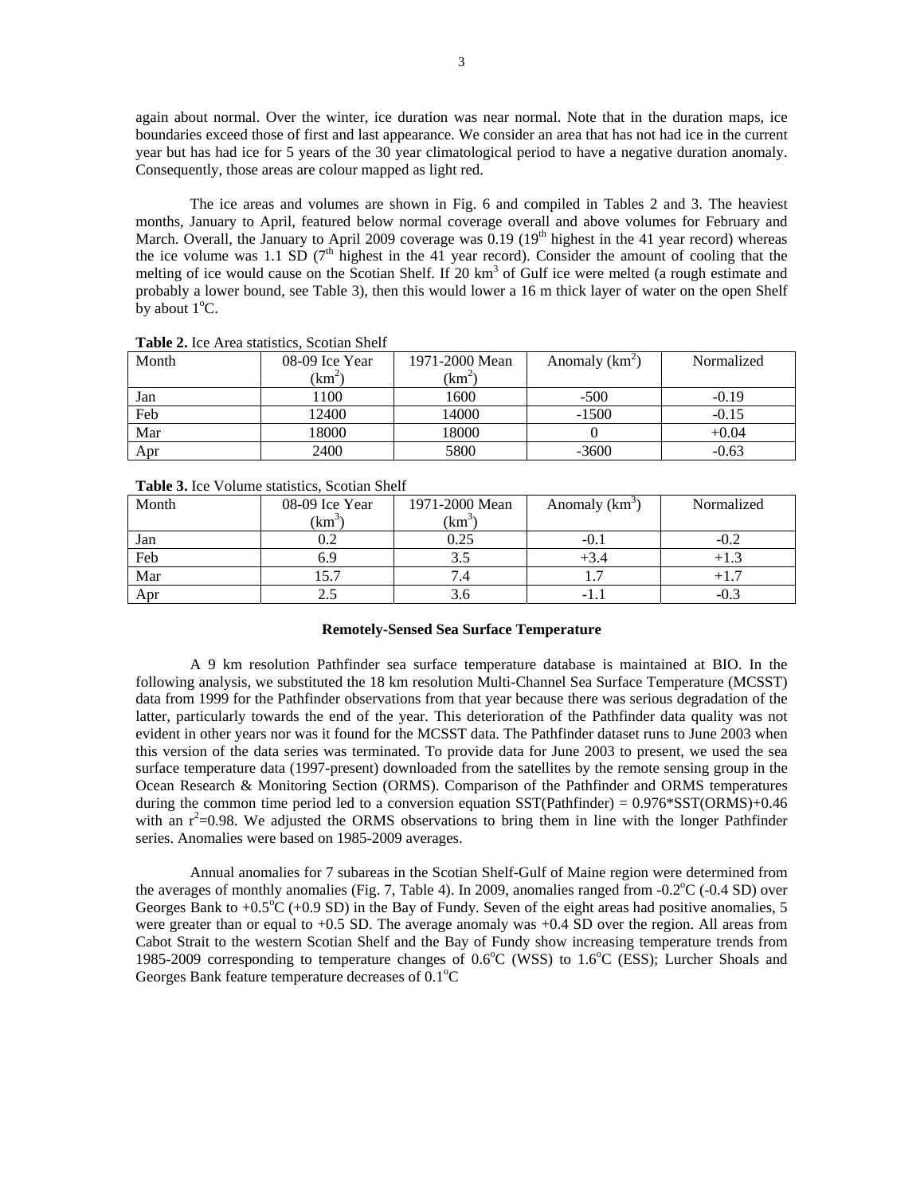again about normal. Over the winter, ice duration was near normal. Note that in the duration maps, ice boundaries exceed those of first and last appearance. We consider an area that has not had ice in the current year but has had ice for 5 years of the 30 year climatological period to have a negative duration anomaly. Consequently, those areas are colour mapped as light red.

The ice areas and volumes are shown in Fig. 6 and compiled in Tables 2 and 3. The heaviest months, January to April, featured below normal coverage overall and above volumes for February and March. Overall, the January to April 2009 coverage was 0.19 (19th highest in the 41 year record) whereas the ice volume was 1.1 SD (7th highest in the 41 year record). Consider the amount of cooling that the melting of ice would cause on the Scotian Shelf. If 20 $km^3$ of Gulf ice were melted (a rough estimate and probably a lower bound, see Table 3), then this would lower a 16 m thick layer of water on the open Shelf by about 1°C.

**Table 2.** Ice Area statistics, Scotian Shelf

| Month | 08-09 Ice Year ($km^2$) | 1971-2000 Mean ($km^2$) | Anomaly ($km^2$) | Normalized |
|---|---|---|---|---|
| Jan | 1100 | 1600 | -500 | -0.19 |
| Feb | 12400 | 14000 | -1500 | -0.15 |
| Mar | 18000 | 18000 | 0 | +0.04 |
| Apr | 2400 | 5800 | -3600 | -0.63 |

**Table 3.** Ice Volume statistics, Scotian Shelf

| Month | 08-09 Ice Year ($km^3$) | 1971-2000 Mean ($km^3$) | Anomaly ($km^3$) | Normalized |
|---|---|---|---|---|
| Jan | 0.2 | 0.25 | -0.1 | -0.2 |
| Feb | 6.9 | 3.5 | +3.4 | +1.3 |
| Mar | 15.7 | 7.4 | 1.7 | +1.7 |
| Apr | 2.5 | 3.6 | -1.1 | -0.3 |

## Remotely-Sensed Sea Surface Temperature

A 9 km resolution Pathfinder sea surface temperature database is maintained at BIO. In the following analysis, we substituted the 18 km resolution Multi-Channel Sea Surface Temperature (MCSST) data from 1999 for the Pathfinder observations from that year because there was serious degradation of the latter, particularly towards the end of the year. This deterioration of the Pathfinder data quality was not evident in other years nor was it found for the MCSST data. The Pathfinder dataset runs to June 2003 when this version of the data series was terminated. To provide data for June 2003 to present, we used the sea surface temperature data (1997-present) downloaded from the satellites by the remote sensing group in the Ocean Research & Monitoring Section (ORMS). Comparison of the Pathfinder and ORMS temperatures during the common time period led to a conversion equation SST(Pathfinder) = 0.976*SST(ORMS)+0.46 with an $r^2$=0.98. We adjusted the ORMS observations to bring them in line with the longer Pathfinder series. Anomalies were based on 1985-2009 averages.

Annual anomalies for 7 subareas in the Scotian Shelf-Gulf of Maine region were determined from the averages of monthly anomalies (Fig. 7, Table 4). In 2009, anomalies ranged from -0.2°C (-0.4 SD) over Georges Bank to +0.5°C (+0.9 SD) in the Bay of Fundy. Seven of the eight areas had positive anomalies, 5 were greater than or equal to +0.5 SD. The average anomaly was +0.4 SD over the region. All areas from Cabot Strait to the western Scotian Shelf and the Bay of Fundy show increasing temperature trends from 1985-2009 corresponding to temperature changes of 0.6°C (WSS) to 1.6°C (ESS); Lurcher Shoals and Georges Bank feature temperature decreases of 0.1°C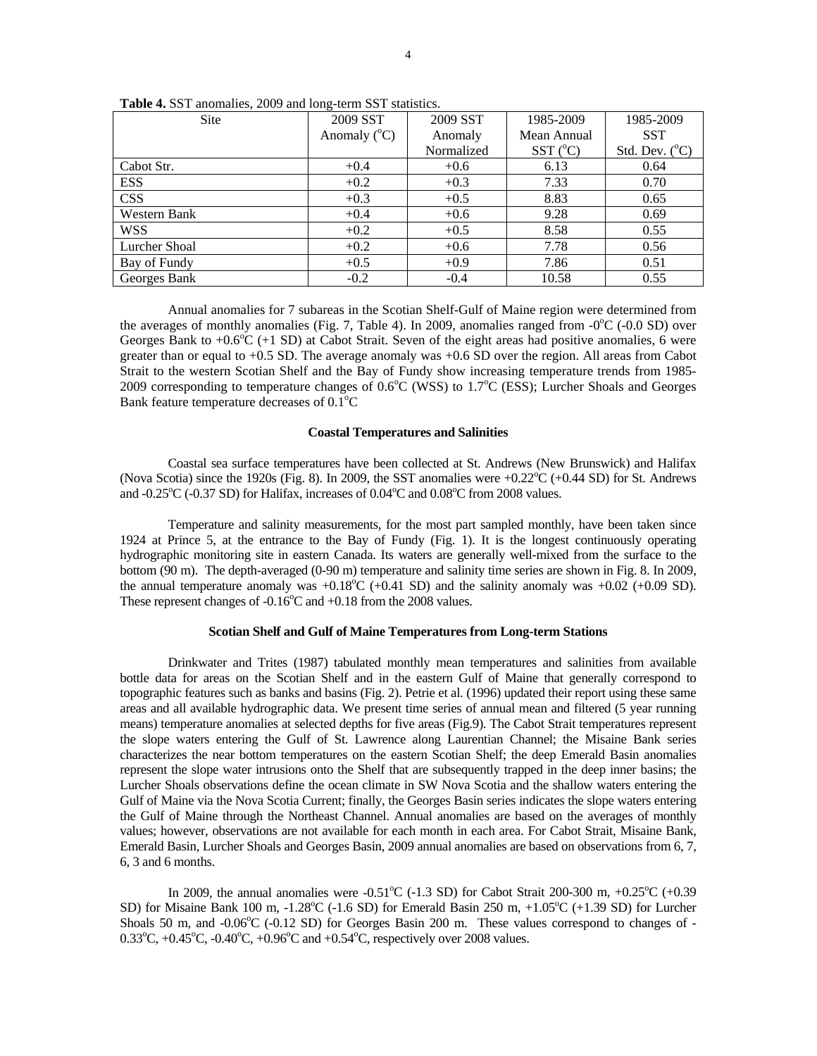**Table 4.** SST anomalies, 2009 and long-term SST statistics.

| Site | 2009 SST Anomaly (°C) | 2009 SST Anomaly Normalized | 1985-2009 Mean Annual SST (°C) | 1985-2009 SST Std. Dev. (°C) |
|---|---|---|---|---|
| Cabot Str. | +0.4 | +0.6 | 6.13 | 0.64 |
| ESS | +0.2 | +0.3 | 7.33 | 0.70 |
| CSS | +0.3 | +0.5 | 8.83 | 0.65 |
| Western Bank | +0.4 | +0.6 | 9.28 | 0.69 |
| WSS | +0.2 | +0.5 | 8.58 | 0.55 |
| Lurcher Shoal | +0.2 | +0.6 | 7.78 | 0.56 |
| Bay of Fundy | +0.5 | +0.9 | 7.86 | 0.51 |
| Georges Bank | -0.2 | -0.4 | 10.58 | 0.55 |

Annual anomalies for 7 subareas in the Scotian Shelf-Gulf of Maine region were determined from the averages of monthly anomalies (Fig. 7, Table 4). In 2009, anomalies ranged from -0°C (-0.0 SD) over Georges Bank to +0.6°C (+1 SD) at Cabot Strait. Seven of the eight areas had positive anomalies, 6 were greater than or equal to +0.5 SD. The average anomaly was +0.6 SD over the region. All areas from Cabot Strait to the western Scotian Shelf and the Bay of Fundy show increasing temperature trends from 1985-2009 corresponding to temperature changes of 0.6°C (WSS) to 1.7°C (ESS); Lurcher Shoals and Georges Bank feature temperature decreases of 0.1°C

#### Coastal Temperatures and Salinities

Coastal sea surface temperatures have been collected at St. Andrews (New Brunswick) and Halifax (Nova Scotia) since the 1920s (Fig. 8). In 2009, the SST anomalies were +0.22°C (+0.44 SD) for St. Andrews and -0.25°C (-0.37 SD) for Halifax, increases of 0.04°C and 0.08°C from 2008 values.

Temperature and salinity measurements, for the most part sampled monthly, have been taken since 1924 at Prince 5, at the entrance to the Bay of Fundy (Fig. 1). It is the longest continuously operating hydrographic monitoring site in eastern Canada. Its waters are generally well-mixed from the surface to the bottom (90 m). The depth-averaged (0-90 m) temperature and salinity time series are shown in Fig. 8. In 2009, the annual temperature anomaly was +0.18°C (+0.41 SD) and the salinity anomaly was +0.02 (+0.09 SD). These represent changes of -0.16°C and +0.18 from the 2008 values.

#### Scotian Shelf and Gulf of Maine Temperatures from Long-term Stations

Drinkwater and Trites (1987) tabulated monthly mean temperatures and salinities from available bottle data for areas on the Scotian Shelf and in the eastern Gulf of Maine that generally correspond to topographic features such as banks and basins (Fig. 2). Petrie et al. (1996) updated their report using these same areas and all available hydrographic data. We present time series of annual mean and filtered (5 year running means) temperature anomalies at selected depths for five areas (Fig.9). The Cabot Strait temperatures represent the slope waters entering the Gulf of St. Lawrence along Laurentian Channel; the Misaine Bank series characterizes the near bottom temperatures on the eastern Scotian Shelf; the deep Emerald Basin anomalies represent the slope water intrusions onto the Shelf that are subsequently trapped in the deep inner basins; the Lurcher Shoals observations define the ocean climate in SW Nova Scotia and the shallow waters entering the Gulf of Maine via the Nova Scotia Current; finally, the Georges Basin series indicates the slope waters entering the Gulf of Maine through the Northeast Channel. Annual anomalies are based on the averages of monthly values; however, observations are not available for each month in each area. For Cabot Strait, Misaine Bank, Emerald Basin, Lurcher Shoals and Georges Basin, 2009 annual anomalies are based on observations from 6, 7, 6, 3 and 6 months.

In 2009, the annual anomalies were -0.51°C (-1.3 SD) for Cabot Strait 200-300 m, +0.25°C (+0.39 SD) for Misaine Bank 100 m, -1.28°C (-1.6 SD) for Emerald Basin 250 m, +1.05°C (+1.39 SD) for Lurcher Shoals 50 m, and -0.06°C (-0.12 SD) for Georges Basin 200 m. These values correspond to changes of -0.33°C, +0.45°C, -0.40°C, +0.96°C and +0.54°C, respectively over 2008 values.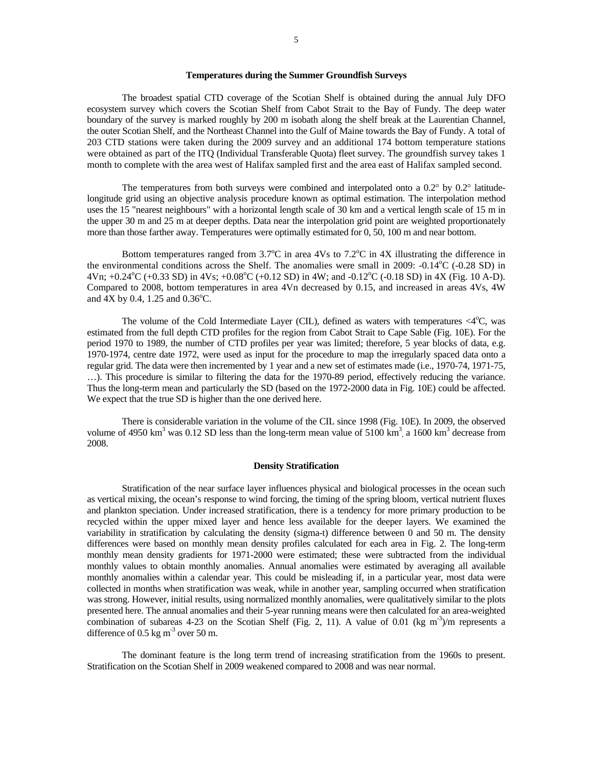## Temperatures during the Summer Groundfish Surveys

The broadest spatial CTD coverage of the Scotian Shelf is obtained during the annual July DFO ecosystem survey which covers the Scotian Shelf from Cabot Strait to the Bay of Fundy. The deep water boundary of the survey is marked roughly by 200 m isobath along the shelf break at the Laurentian Channel, the outer Scotian Shelf, and the Northeast Channel into the Gulf of Maine towards the Bay of Fundy. A total of 203 CTD stations were taken during the 2009 survey and an additional 174 bottom temperature stations were obtained as part of the ITQ (Individual Transferable Quota) fleet survey. The groundfish survey takes 1 month to complete with the area west of Halifax sampled first and the area east of Halifax sampled second.

The temperatures from both surveys were combined and interpolated onto a 0.2° by 0.2° latitude-longitude grid using an objective analysis procedure known as optimal estimation. The interpolation method uses the 15 "nearest neighbours" with a horizontal length scale of 30 km and a vertical length scale of 15 m in the upper 30 m and 25 m at deeper depths. Data near the interpolation grid point are weighted proportionately more than those farther away. Temperatures were optimally estimated for 0, 50, 100 m and near bottom.

Bottom temperatures ranged from 3.7°C in area 4Vs to 7.2°C in 4X illustrating the difference in the environmental conditions across the Shelf. The anomalies were small in 2009: -0.14°C (-0.28 SD) in 4Vn; +0.24°C (+0.33 SD) in 4Vs; +0.08°C (+0.12 SD) in 4W; and -0.12°C (-0.18 SD) in 4X (Fig. 10 A-D). Compared to 2008, bottom temperatures in area 4Vn decreased by 0.15, and increased in areas 4Vs, 4W and 4X by 0.4, 1.25 and 0.36°C.

The volume of the Cold Intermediate Layer (CIL), defined as waters with temperatures <4°C, was estimated from the full depth CTD profiles for the region from Cabot Strait to Cape Sable (Fig. 10E). For the period 1970 to 1989, the number of CTD profiles per year was limited; therefore, 5 year blocks of data, e.g. 1970-1974, centre date 1972, were used as input for the procedure to map the irregularly spaced data onto a regular grid. The data were then incremented by 1 year and a new set of estimates made (i.e., 1970-74, 1971-75, …). This procedure is similar to filtering the data for the 1970-89 period, effectively reducing the variance. Thus the long-term mean and particularly the SD (based on the 1972-2000 data in Fig. 10E) could be affected. We expect that the true SD is higher than the one derived here.

There is considerable variation in the volume of the CIL since 1998 (Fig. 10E). In 2009, the observed volume of 4950 km$^3$ was 0.12 SD less than the long-term mean value of 5100 km$^3$, a 1600 km$^3$ decrease from 2008.

## Density Stratification

Stratification of the near surface layer influences physical and biological processes in the ocean such as vertical mixing, the ocean's response to wind forcing, the timing of the spring bloom, vertical nutrient fluxes and plankton speciation. Under increased stratification, there is a tendency for more primary production to be recycled within the upper mixed layer and hence less available for the deeper layers. We examined the variability in stratification by calculating the density (sigma-t) difference between 0 and 50 m. The density differences were based on monthly mean density profiles calculated for each area in Fig. 2. The long-term monthly mean density gradients for 1971-2000 were estimated; these were subtracted from the individual monthly values to obtain monthly anomalies. Annual anomalies were estimated by averaging all available monthly anomalies within a calendar year. This could be misleading if, in a particular year, most data were collected in months when stratification was weak, while in another year, sampling occurred when stratification was strong. However, initial results, using normalized monthly anomalies, were qualitatively similar to the plots presented here. The annual anomalies and their 5-year running means were then calculated for an area-weighted combination of subareas 4-23 on the Scotian Shelf (Fig. 2, 11). A value of 0.01 (kg m$^{-3}$)/m represents a difference of 0.5 kg m$^{-3}$ over 50 m.

The dominant feature is the long term trend of increasing stratification from the 1960s to present. Stratification on the Scotian Shelf in 2009 weakened compared to 2008 and was near normal.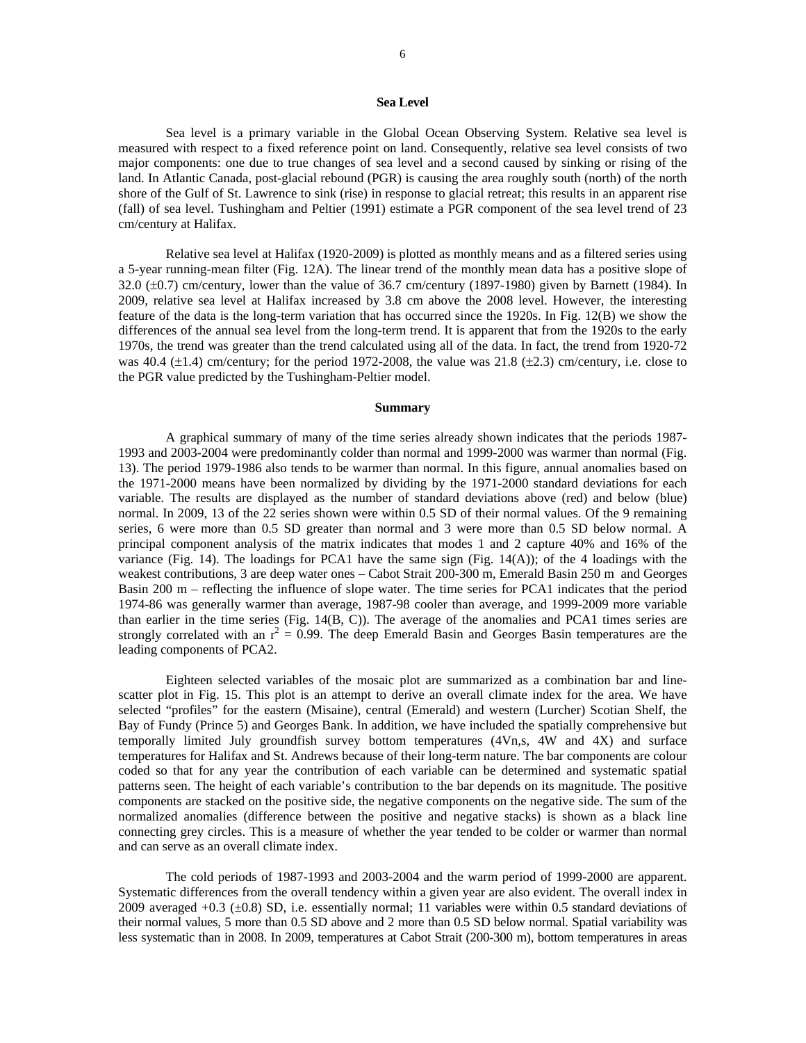## Sea Level

Sea level is a primary variable in the Global Ocean Observing System. Relative sea level is measured with respect to a fixed reference point on land. Consequently, relative sea level consists of two major components: one due to true changes of sea level and a second caused by sinking or rising of the land. In Atlantic Canada, post-glacial rebound (PGR) is causing the area roughly south (north) of the north shore of the Gulf of St. Lawrence to sink (rise) in response to glacial retreat; this results in an apparent rise (fall) of sea level. Tushingham and Peltier (1991) estimate a PGR component of the sea level trend of 23 cm/century at Halifax.

Relative sea level at Halifax (1920-2009) is plotted as monthly means and as a filtered series using a 5-year running-mean filter (Fig. 12A). The linear trend of the monthly mean data has a positive slope of 32.0 ($\pm$0.7) cm/century, lower than the value of 36.7 cm/century (1897-1980) given by Barnett (1984). In 2009, relative sea level at Halifax increased by 3.8 cm above the 2008 level. However, the interesting feature of the data is the long-term variation that has occurred since the 1920s. In Fig. 12(B) we show the differences of the annual sea level from the long-term trend. It is apparent that from the 1920s to the early 1970s, the trend was greater than the trend calculated using all of the data. In fact, the trend from 1920-72 was 40.4 ($\pm$1.4) cm/century; for the period 1972-2008, the value was 21.8 ($\pm$2.3) cm/century, i.e. close to the PGR value predicted by the Tushingham-Peltier model.

## Summary

A graphical summary of many of the time series already shown indicates that the periods 1987-1993 and 2003-2004 were predominantly colder than normal and 1999-2000 was warmer than normal (Fig. 13). The period 1979-1986 also tends to be warmer than normal. In this figure, annual anomalies based on the 1971-2000 means have been normalized by dividing by the 1971-2000 standard deviations for each variable. The results are displayed as the number of standard deviations above (red) and below (blue) normal. In 2009, 13 of the 22 series shown were within 0.5 SD of their normal values. Of the 9 remaining series, 6 were more than 0.5 SD greater than normal and 3 were more than 0.5 SD below normal. A principal component analysis of the matrix indicates that modes 1 and 2 capture 40% and 16% of the variance (Fig. 14). The loadings for PCA1 have the same sign (Fig. 14(A)); of the 4 loadings with the weakest contributions, 3 are deep water ones – Cabot Strait 200-300 m, Emerald Basin 250 m and Georges Basin 200 m – reflecting the influence of slope water. The time series for PCA1 indicates that the period 1974-86 was generally warmer than average, 1987-98 cooler than average, and 1999-2009 more variable than earlier in the time series (Fig. 14(B, C)). The average of the anomalies and PCA1 times series are strongly correlated with an $r^2$ = 0.99. The deep Emerald Basin and Georges Basin temperatures are the leading components of PCA2.

Eighteen selected variables of the mosaic plot are summarized as a combination bar and line-scatter plot in Fig. 15. This plot is an attempt to derive an overall climate index for the area. We have selected "profiles" for the eastern (Misaine), central (Emerald) and western (Lurcher) Scotian Shelf, the Bay of Fundy (Prince 5) and Georges Bank. In addition, we have included the spatially comprehensive but temporally limited July groundfish survey bottom temperatures (4Vn,s, 4W and 4X) and surface temperatures for Halifax and St. Andrews because of their long-term nature. The bar components are colour coded so that for any year the contribution of each variable can be determined and systematic spatial patterns seen. The height of each variable's contribution to the bar depends on its magnitude. The positive components are stacked on the positive side, the negative components on the negative side. The sum of the normalized anomalies (difference between the positive and negative stacks) is shown as a black line connecting grey circles. This is a measure of whether the year tended to be colder or warmer than normal and can serve as an overall climate index.

The cold periods of 1987-1993 and 2003-2004 and the warm period of 1999-2000 are apparent. Systematic differences from the overall tendency within a given year are also evident. The overall index in 2009 averaged +0.3 ($\pm$0.8) SD, i.e. essentially normal; 11 variables were within 0.5 standard deviations of their normal values, 5 more than 0.5 SD above and 2 more than 0.5 SD below normal. Spatial variability was less systematic than in 2008. In 2009, temperatures at Cabot Strait (200-300 m), bottom temperatures in areas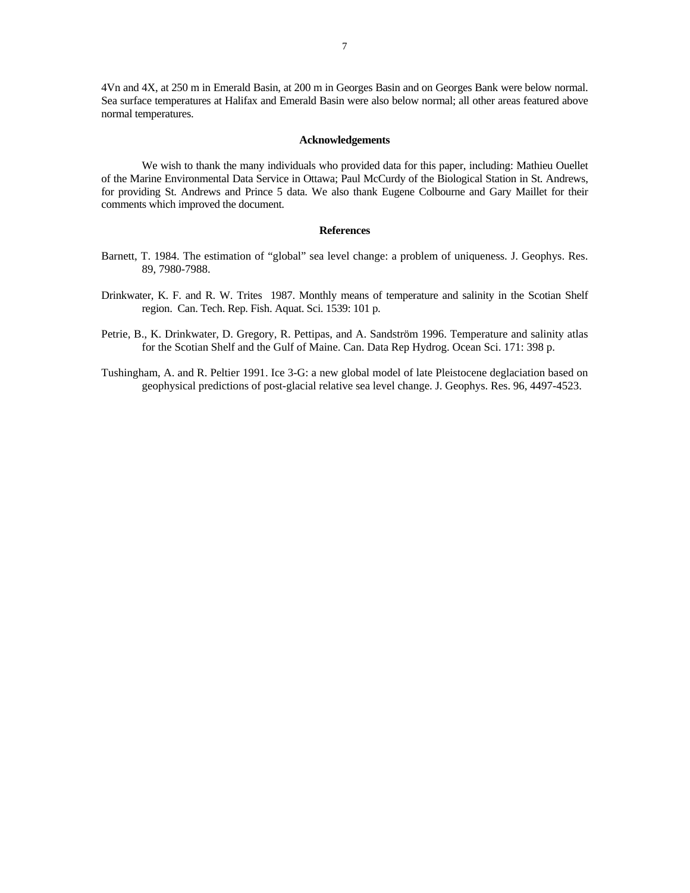4Vn and 4X, at 250 m in Emerald Basin, at 200 m in Georges Basin and on Georges Bank were below normal. Sea surface temperatures at Halifax and Emerald Basin were also below normal; all other areas featured above normal temperatures.

## Acknowledgements

We wish to thank the many individuals who provided data for this paper, including: Mathieu Ouellet of the Marine Environmental Data Service in Ottawa; Paul McCurdy of the Biological Station in St. Andrews, for providing St. Andrews and Prince 5 data. We also thank Eugene Colbourne and Gary Maillet for their comments which improved the document.

## References

Barnett, T. 1984. The estimation of "global" sea level change: a problem of uniqueness. J. Geophys. Res. 89, 7980-7988.

Drinkwater, K. F. and R. W. Trites 1987. Monthly means of temperature and salinity in the Scotian Shelf region. Can. Tech. Rep. Fish. Aquat. Sci. 1539: 101 p.

Petrie, B., K. Drinkwater, D. Gregory, R. Pettipas, and A. Sandström 1996. Temperature and salinity atlas for the Scotian Shelf and the Gulf of Maine. Can. Data Rep Hydrog. Ocean Sci. 171: 398 p.

Tushingham, A. and R. Peltier 1991. Ice 3-G: a new global model of late Pleistocene deglaciation based on geophysical predictions of post-glacial relative sea level change. J. Geophys. Res. 96, 4497-4523.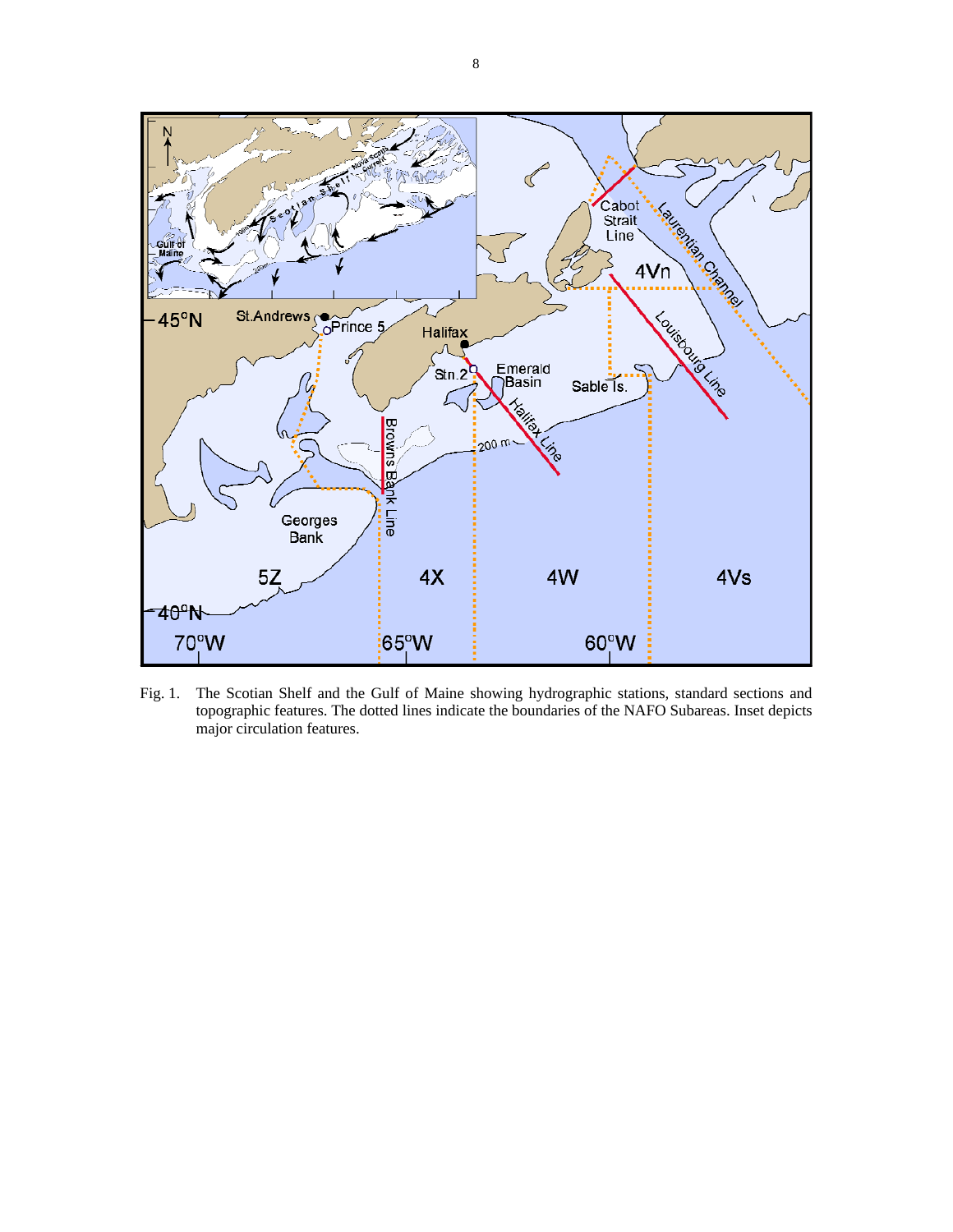Fig. 1. The Scotian Shelf and the Gulf of Maine showing hydrographic stations, standard sections and topographic features. The dotted lines indicate the boundaries of the NAFO Subareas. Inset depicts major circulation features.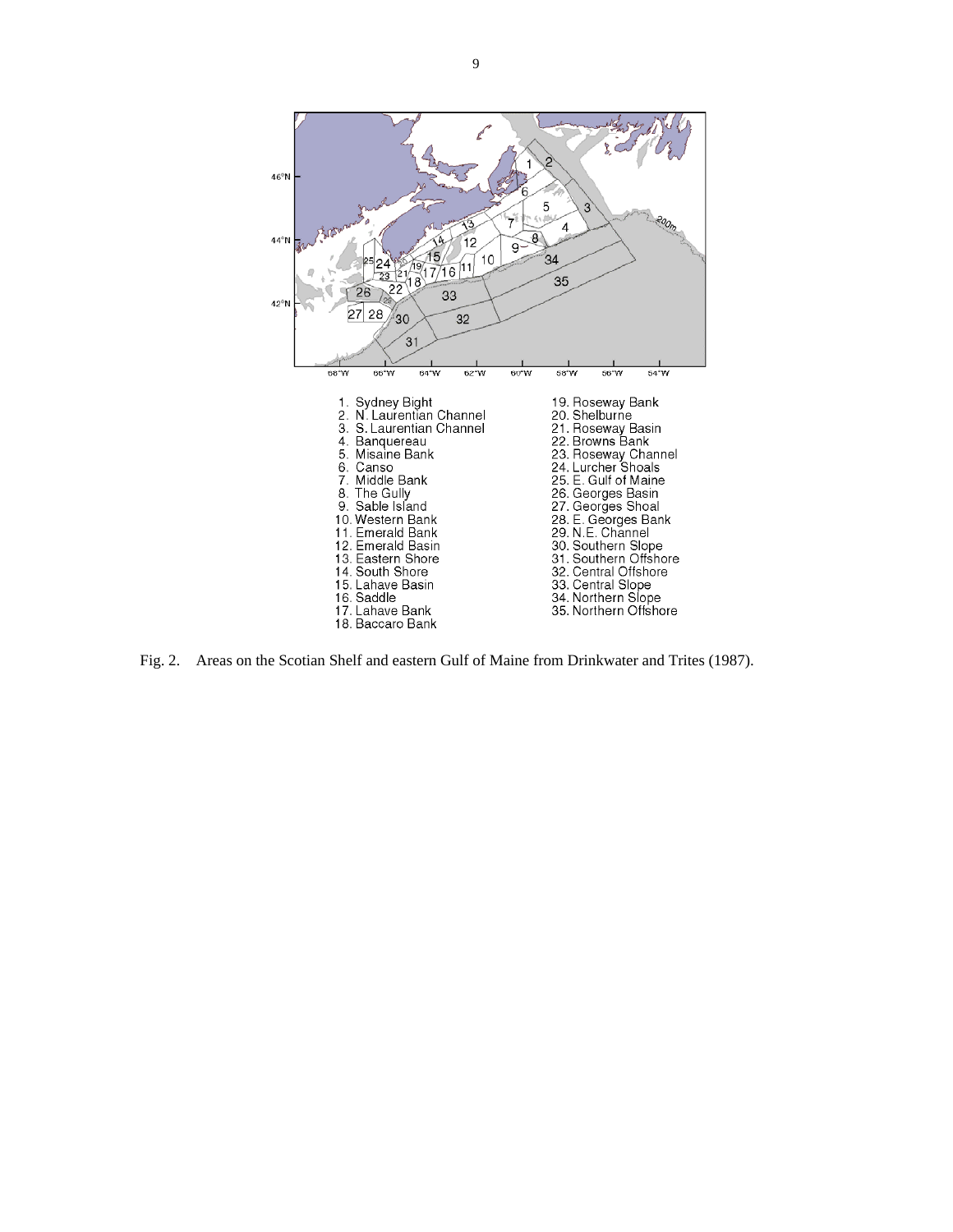46°N

44°N

42°N

68°W 66°W 64°W 62°W 60°W 58°W 56°W 54°W

200m

1 2 3 4 5 6 7 8 9 10 11 12 13 14 15 16 17 18 19 20 21 22 23 24 25 26 27 28 29 30 31 32 33 34 35

1. Sydney Bight
2. N. Laurentian Channel
3. S. Laurentian Channel
4. Banquereau
5. Misaine Bank
6. Canso
7. Middle Bank
8. The Gully
9. Sable Island
10. Western Bank
11. Emerald Bank
12. Emerald Basin
13. Eastern Shore
14. South Shore
15. Lahave Basin
16. Saddle
17. Lahave Bank
18. Baccaro Bank
19. Roseway Bank
20. Shelburne
21. Roseway Basin
22. Browns Bank
23. Roseway Channel
24. Lurcher Shoals
25. E. Gulf of Maine
26. Georges Basin
27. Georges Shoal
28. E. Georges Bank
29. N.E. Channel
30. Southern Slope
31. Southern Offshore
32. Central Offshore
33. Central Slope
34. Northern Slope
35. Northern Offshore

Fig. 2. Areas on the Scotian Shelf and eastern Gulf of Maine from Drinkwater and Trites (1987).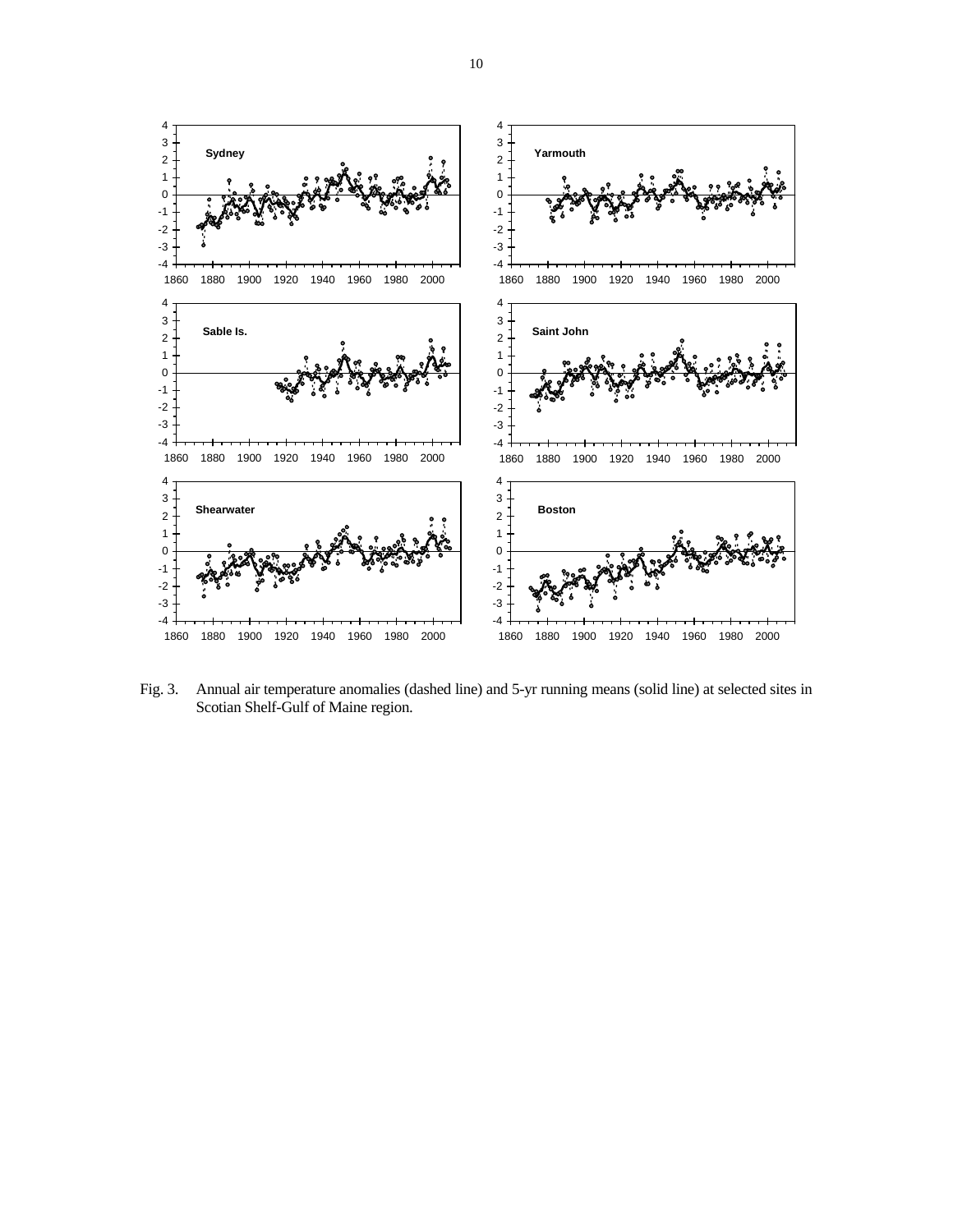Sydney

Yarmouth

Sable Is.

Saint John

Shearwater

Boston

4
3
2
1
0
-1
-2
-3
-4

1860 1880 1900 1920 1940 1960 1980 2000

Fig. 3. Annual air temperature anomalies (dashed line) and 5-yr running means (solid line) at selected sites in Scotian Shelf-Gulf of Maine region.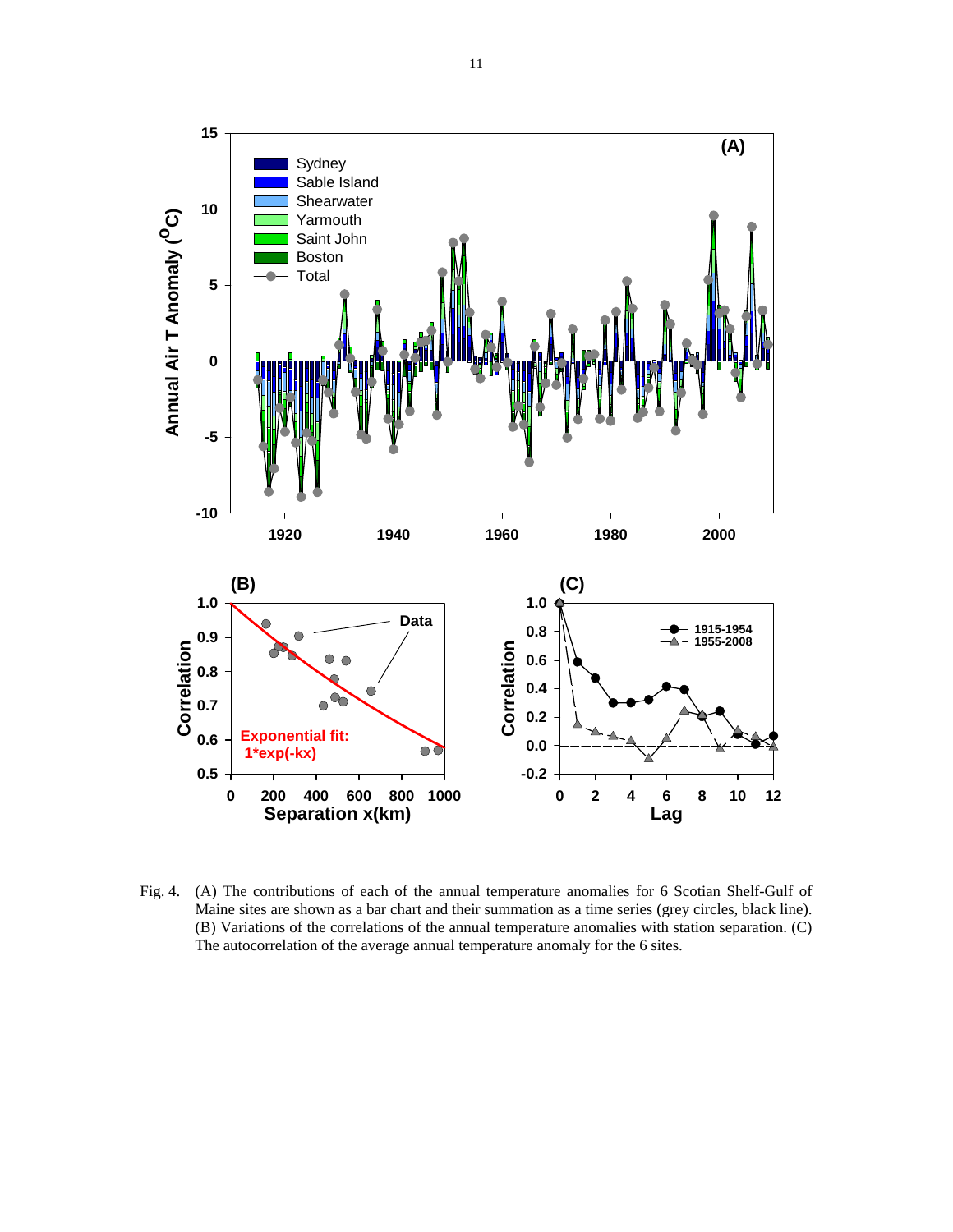Fig. 4. (A) The contributions of each of the annual temperature anomalies for 6 Scotian Shelf-Gulf of Maine sites are shown as a bar chart and their summation as a time series (grey circles, black line). (B) Variations of the correlations of the annual temperature anomalies with station separation. (C) The autocorrelation of the average annual temperature anomaly for the 6 sites.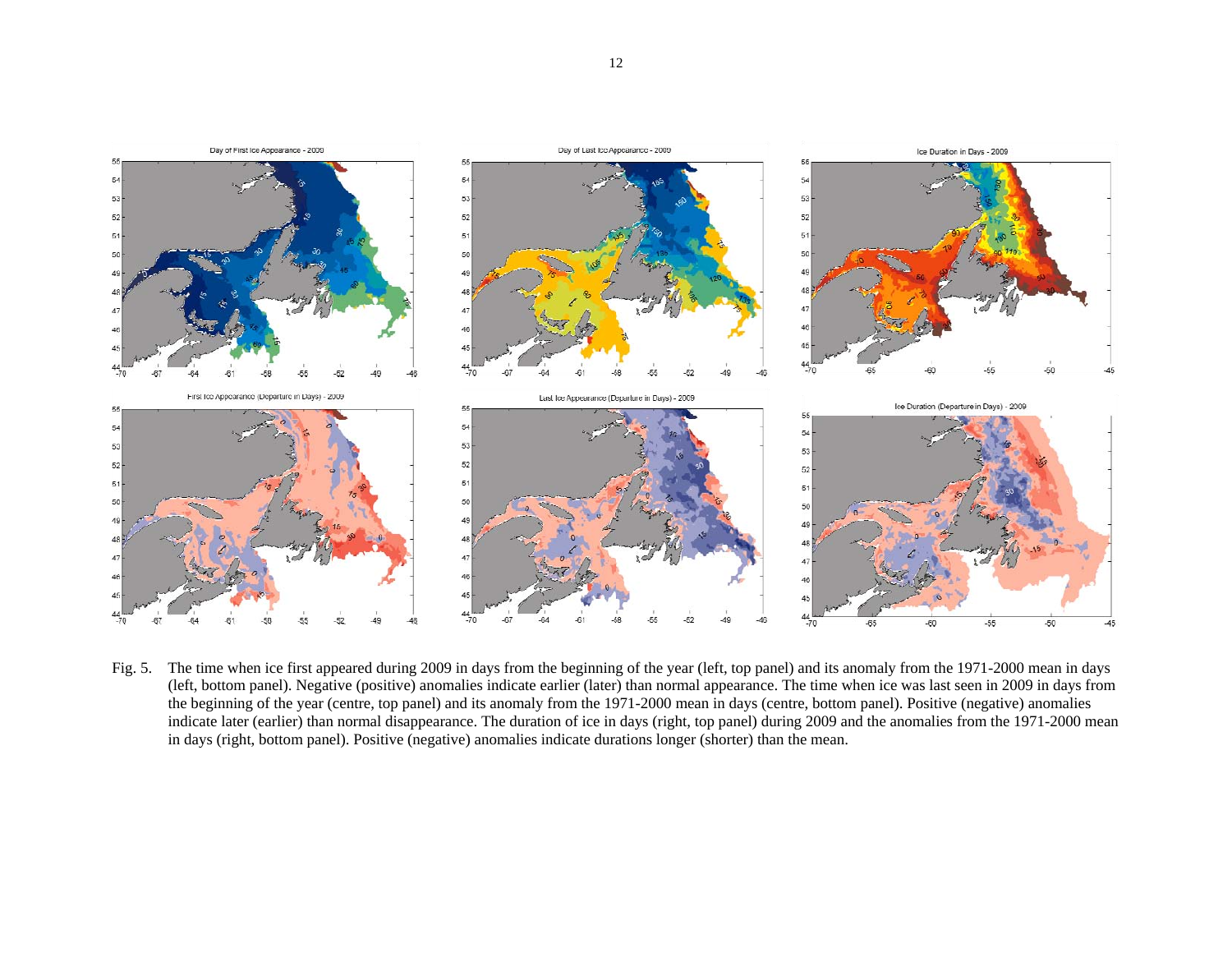Day of First Ice Appearance - 2009

Day of Last Ice Appearance - 2009

Ice Duration in Days - 2009

First Ice Appearance (Departure in Days) - 2009

Last Ice Appearance (Departure in Days) - 2009

Ice Duration (Departure in Days) - 2009

Fig. 5. The time when ice first appeared during 2009 in days from the beginning of the year (left, top panel) and its anomaly from the 1971-2000 mean in days (left, bottom panel). Negative (positive) anomalies indicate earlier (later) than normal appearance. The time when ice was last seen in 2009 in days from the beginning of the year (centre, top panel) and its anomaly from the 1971-2000 mean in days (centre, bottom panel). Positive (negative) anomalies indicate later (earlier) than normal disappearance. The duration of ice in days (right, top panel) during 2009 and the anomalies from the 1971-2000 mean in days (right, bottom panel). Positive (negative) anomalies indicate durations longer (shorter) than the mean.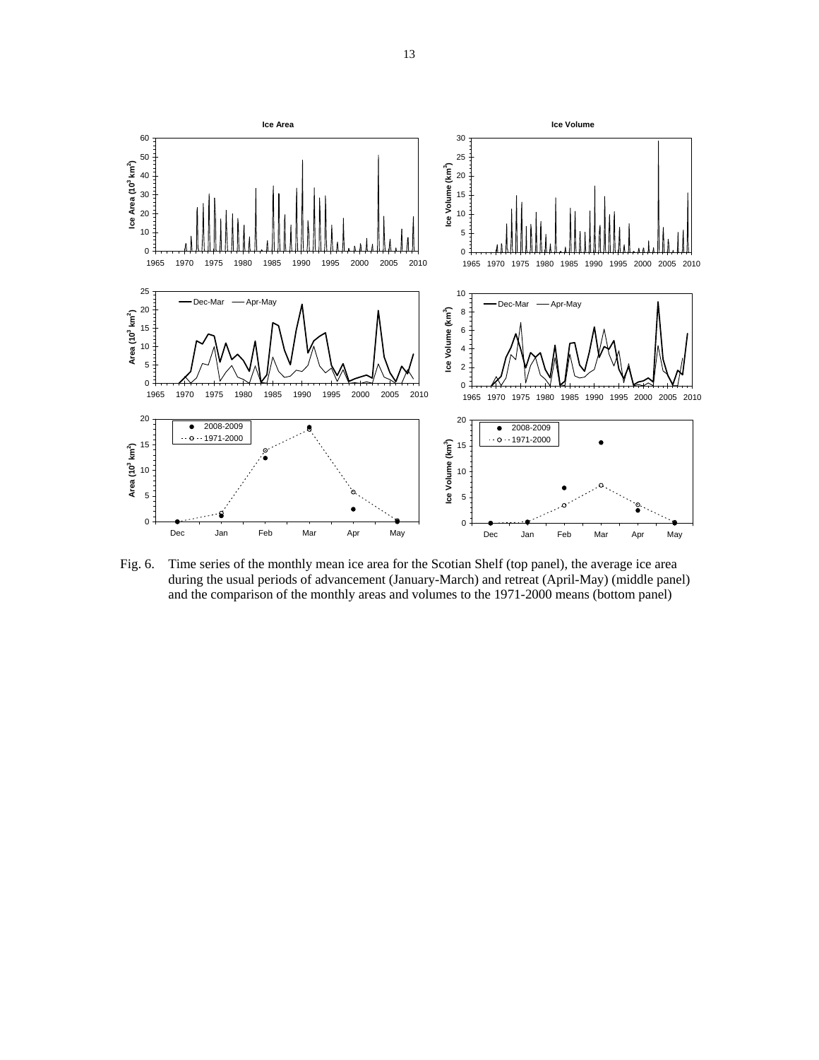Ice Area

60
50
40
30
20
10
0

Ice Area ($10^3$ km$^2$)

1965 1970 1975 1980 1985 1990 1995 2000 2005 2010

Ice Volume

30
25
20
15
10
5
0

Ice Volume (km$^3$)

1965 1970 1975 1980 1985 1990 1995 2000 2005 2010

25
20
15
10
5
0

Area ($10^3$ km$^2$)

Dec-Mar — Apr-May

1965 1970 1975 1980 1985 1990 1995 2000 2005 2010

10
8
6
4
2
0

Ice Volume (km$^3$)

Dec-Mar — Apr-May

1965 1970 1975 1980 1985 1990 1995 2000 2005 2010

20
15
10
5
0

Area ($10^3$ km$^2$)

2008-2009
1971-2000

Dec Jan Feb Mar Apr May

20
15
10
5
0

Ice Volume (km$^3$)

2008-2009
1971-2000

Dec Jan Feb Mar Apr May

Fig. 6. Time series of the monthly mean ice area for the Scotian Shelf (top panel), the average ice area during the usual periods of advancement (January-March) and retreat (April-May) (middle panel) and the comparison of the monthly areas and volumes to the 1971-2000 means (bottom panel)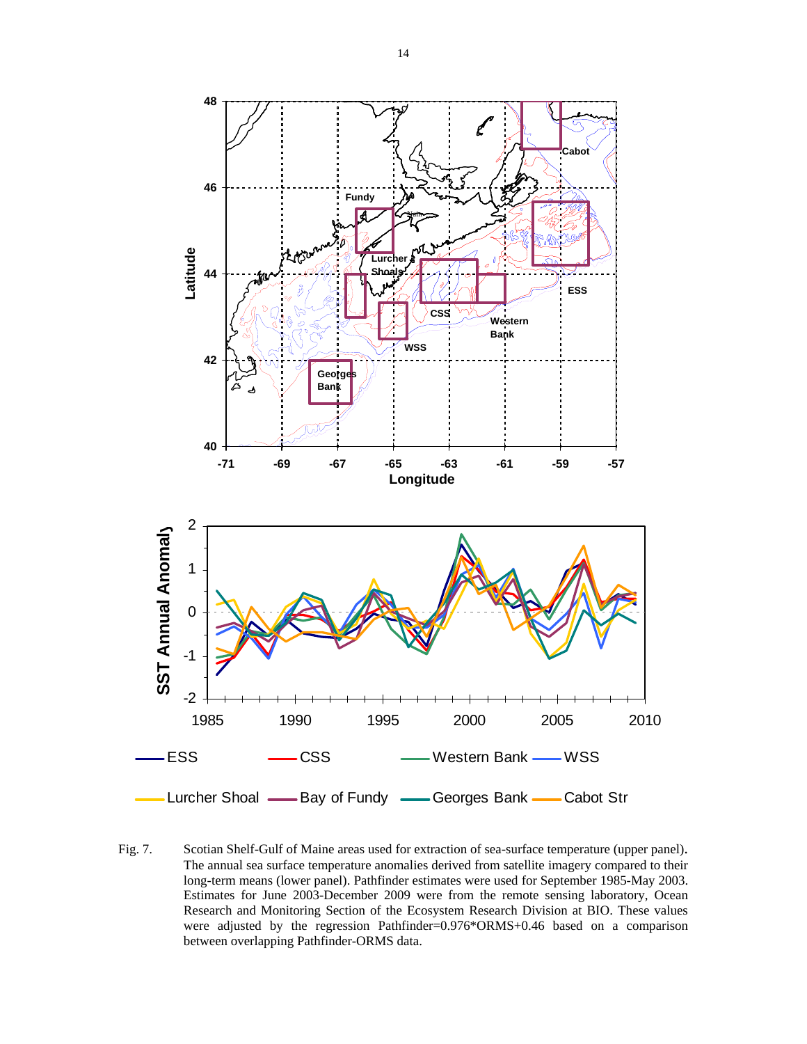48

46

44

42

40

Latitude

-71 -69 -67 -65 -63 -61 -59 -57

Longitude

Cabot

Fundy

Lurcher Shoals

ESS

CSS

Western Bank

WSS

Georges Bank

2

1

0

-1

-2

SST Annual Anomaly

1985 1990 1995 2000 2005 2010

ESS CSS Western Bank WSS

Lurcher Shoal Bay of Fundy Georges Bank Cabot Str

Fig. 7. Scotian Shelf-Gulf of Maine areas used for extraction of sea-surface temperature (upper panel). The annual sea surface temperature anomalies derived from satellite imagery compared to their long-term means (lower panel). Pathfinder estimates were used for September 1985-May 2003. Estimates for June 2003-December 2009 were from the remote sensing laboratory, Ocean Research and Monitoring Section of the Ecosystem Research Division at BIO. These values were adjusted by the regression Pathfinder=0.976*ORMS+0.46 based on a comparison between overlapping Pathfinder-ORMS data.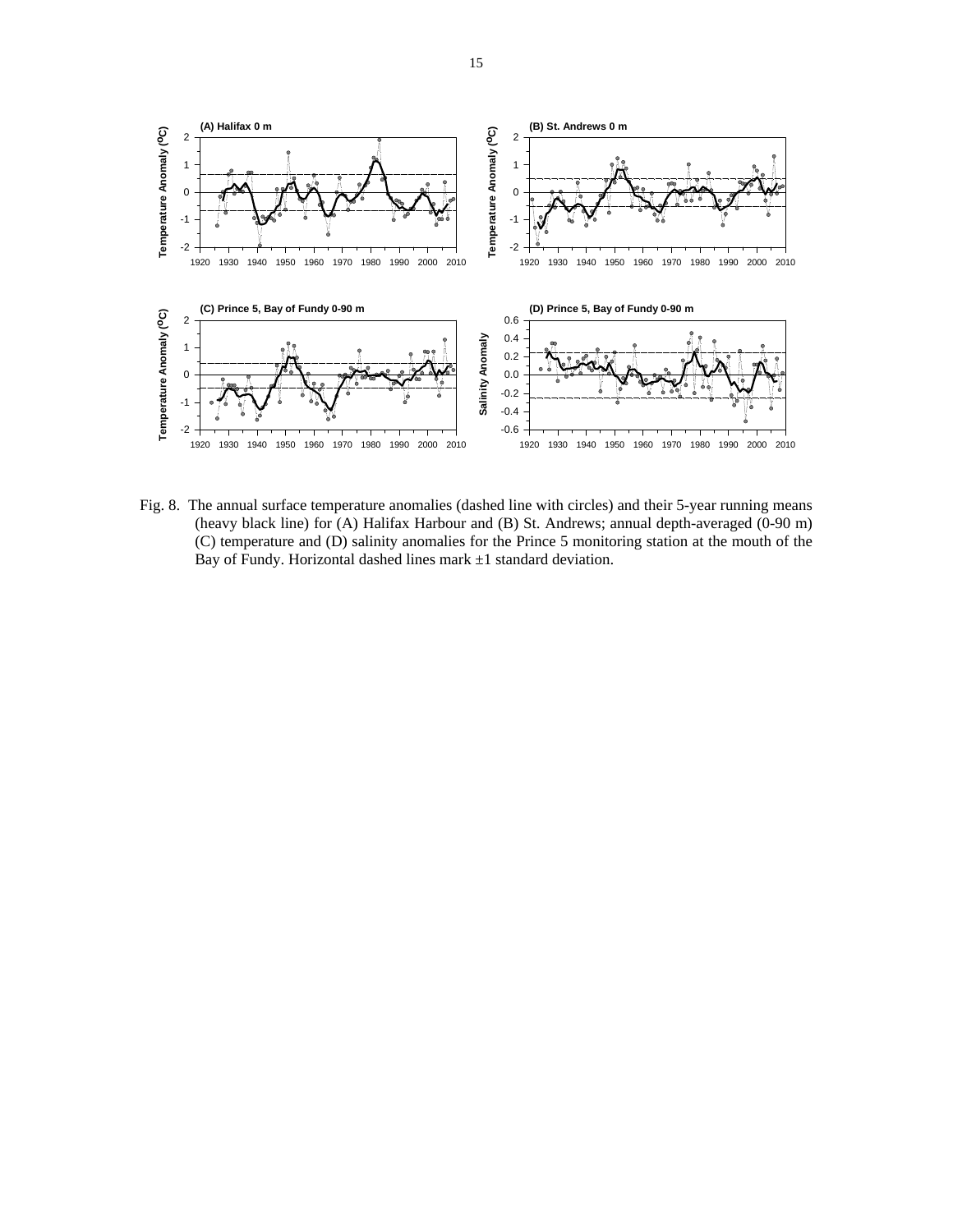(A) Halifax 0 m

Temperature Anomaly (°C)

2
1
0
-1
-2

1920 1930 1940 1950 1960 1970 1980 1990 2000 2010

(B) St. Andrews 0 m

Temperature Anomaly (°C)

2
1
0
-1
-2

1920 1930 1940 1950 1960 1970 1980 1990 2000 2010

(C) Prince 5, Bay of Fundy 0-90 m

Temperature Anomaly (°C)

2
1
0
-1
-2

1920 1930 1940 1950 1960 1970 1980 1990 2000 2010

(D) Prince 5, Bay of Fundy 0-90 m

Salinity Anomaly

0.6
0.4
0.2
0.0
-0.2
-0.4
-0.6

1920 1930 1940 1950 1960 1970 1980 1990 2000 2010

Fig. 8. The annual surface temperature anomalies (dashed line with circles) and their 5-year running means (heavy black line) for (A) Halifax Harbour and (B) St. Andrews; annual depth-averaged (0-90 m) (C) temperature and (D) salinity anomalies for the Prince 5 monitoring station at the mouth of the Bay of Fundy. Horizontal dashed lines mark ±1 standard deviation.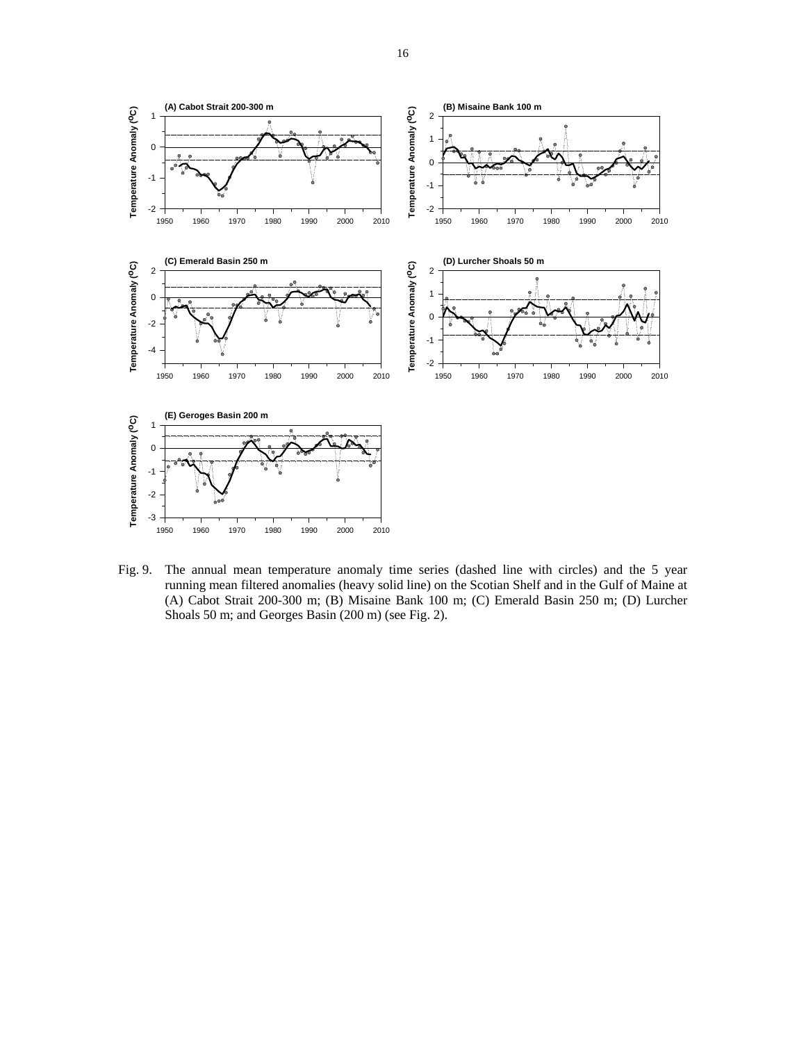(A) Cabot Strait 200-300 m

Temperature Anomaly (°C)

1
0
-1
-2

1950 1960 1970 1980 1990 2000 2010

(B) Misaine Bank 100 m

Temperature Anomaly (°C)

2
1
0
-1
-2

1950 1960 1970 1980 1990 2000 2010

(C) Emerald Basin 250 m

Temperature Anomaly (°C)

2
0
-2
-4

1950 1960 1970 1980 1990 2000 2010

(D) Lurcher Shoals 50 m

Temperature Anomaly (°C)

2
1
0
-1
-2

1950 1960 1970 1980 1990 2000 2010

(E) Geroges Basin 200 m

Temperature Anomaly (°C)

1
0
-1
-2
-3

1950 1960 1970 1980 1990 2000 2010

Fig. 9. The annual mean temperature anomaly time series (dashed line with circles) and the 5 year running mean filtered anomalies (heavy solid line) on the Scotian Shelf and in the Gulf of Maine at (A) Cabot Strait 200-300 m; (B) Misaine Bank 100 m; (C) Emerald Basin 250 m; (D) Lurcher Shoals 50 m; and Georges Basin (200 m) (see Fig. 2).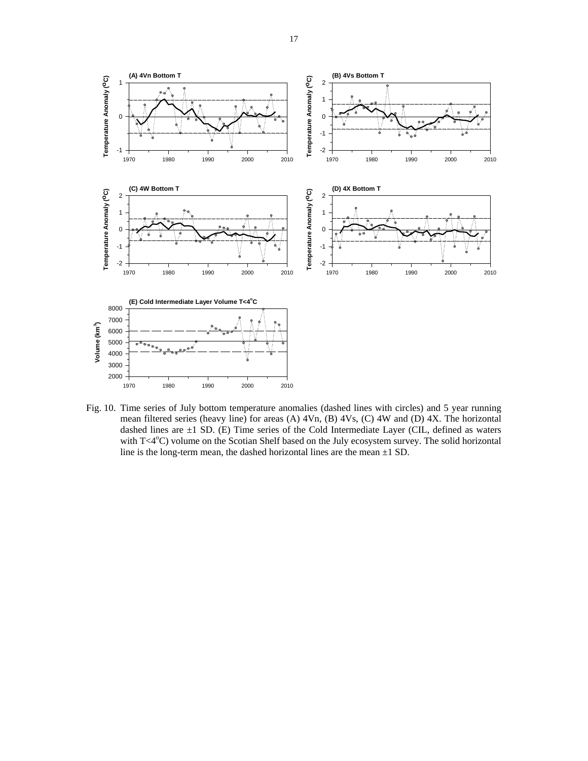(A) 4Vn Bottom T

Temperature Anomaly (°C)

1
0
-1

1970 1980 1990 2000 2010

(B) 4Vs Bottom T

Temperature Anomaly (°C)

2
1
0
-1
-2

1970 1980 1990 2000 2010

(C) 4W Bottom T

Temperature Anomaly (°C)

2
1
0
-1
-2

1970 1980 1990 2000 2010

(D) 4X Bottom T

Temperature Anomaly (°C)

2
1
0
-1
-2

1970 1980 1990 2000 2010

(E) Cold Intermediate Layer Volume T<4°C

Volume (km³)

8000
7000
6000
5000
4000
3000
2000

1970 1980 1990 2000 2010

Fig. 10. Time series of July bottom temperature anomalies (dashed lines with circles) and 5 year running mean filtered series (heavy line) for areas (A) 4Vn, (B) 4Vs, (C) 4W and (D) 4X. The horizontal dashed lines are ±1 SD. (E) Time series of the Cold Intermediate Layer (CIL, defined as waters with T<4°C) volume on the Scotian Shelf based on the July ecosystem survey. The solid horizontal line is the long-term mean, the dashed horizontal lines are the mean ±1 SD.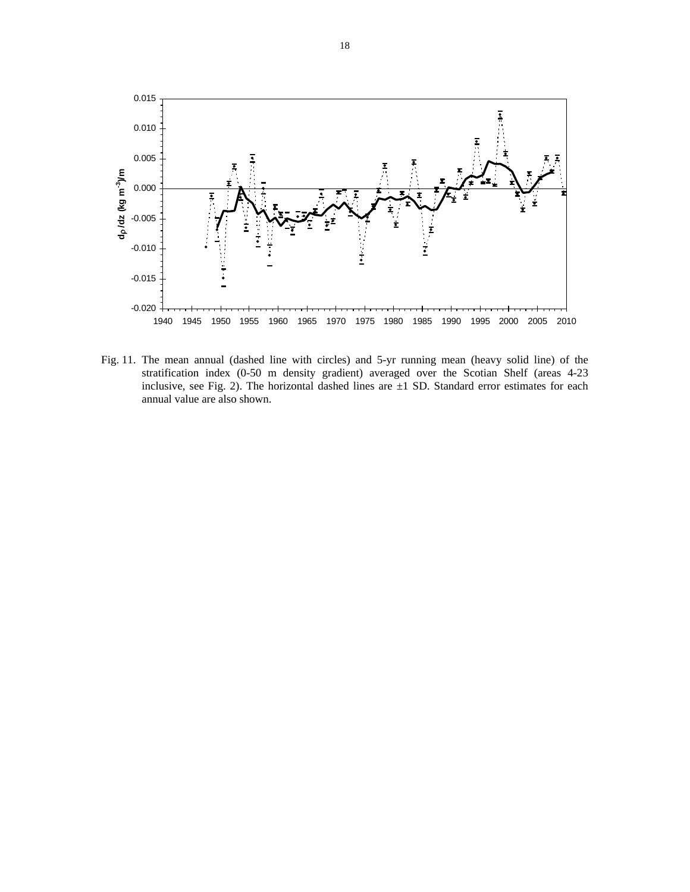0.015
0.010
0.005
0.000
-0.005
-0.010
-0.015
-0.020

$d\rho/dz$ (kg m$^{-3}$)/m

1940 1945 1950 1955 1960 1965 1970 1975 1980 1985 1990 1995 2000 2005 2010

Fig. 11. The mean annual (dashed line with circles) and 5-yr running mean (heavy solid line) of the stratification index (0-50 m density gradient) averaged over the Scotian Shelf (areas 4-23 inclusive, see Fig. 2). The horizontal dashed lines are ±1 SD. Standard error estimates for each annual value are also shown.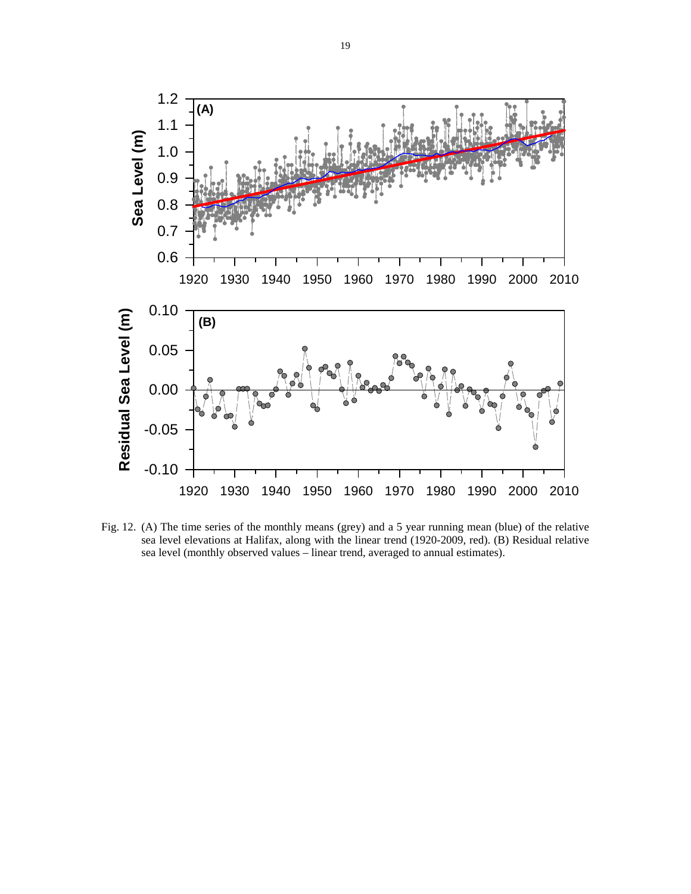(A)

Sea Level (m)

1.2
1.1
1.0
0.9
0.8
0.7
0.6

1920 1930 1940 1950 1960 1970 1980 1990 2000 2010

(B)

Residual Sea Level (m)

0.10
0.05
0.00
-0.05
-0.10

1920 1930 1940 1950 1960 1970 1980 1990 2000 2010

Fig. 12. (A) The time series of the monthly means (grey) and a 5 year running mean (blue) of the relative sea level elevations at Halifax, along with the linear trend (1920-2009, red). (B) Residual relative sea level (monthly observed values – linear trend, averaged to annual estimates).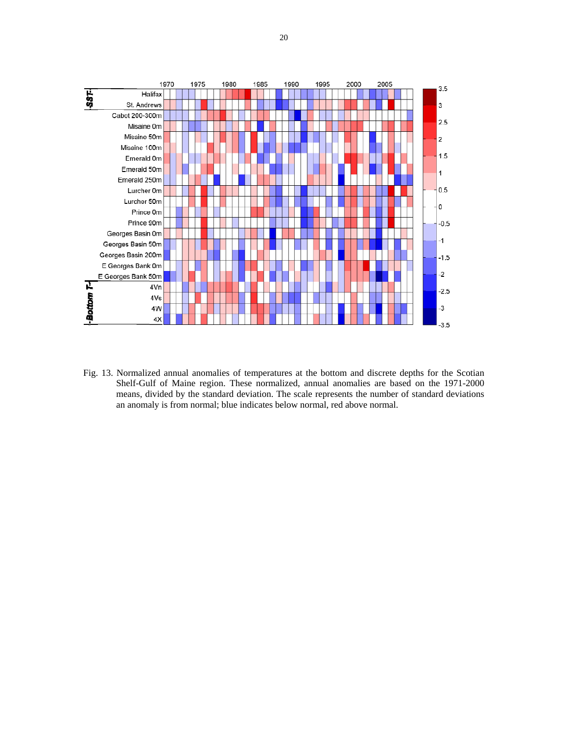1970 1975 1980 1985 1990 1995 2000 2005

-SST-

Halifax
St. Andrews
Cabot 200-300m
Misaine 0m
Misaine 50m
Misaine 100m
Emerald 0m
Emerald 50m
Emerald 250m
Lurcher 0m
Lurcher 50m
Prince 0m
Prince 90m
Georges Basin 0m
Georges Basin 50m
Georges Basin 200m
E Georges Bank 0m
E Georges Bank 50m

-Bottom T-

4Vn
4Vs
4W
4X

3.5
3
2.5
2
1.5
1
0.5
0
-0.5
-1
-1.5
-2
-2.5
-3
-3.5

Fig. 13. Normalized annual anomalies of temperatures at the bottom and discrete depths for the Scotian Shelf-Gulf of Maine region. These normalized, annual anomalies are based on the 1971-2000 means, divided by the standard deviation. The scale represents the number of standard deviations an anomaly is from normal; blue indicates below normal, red above normal.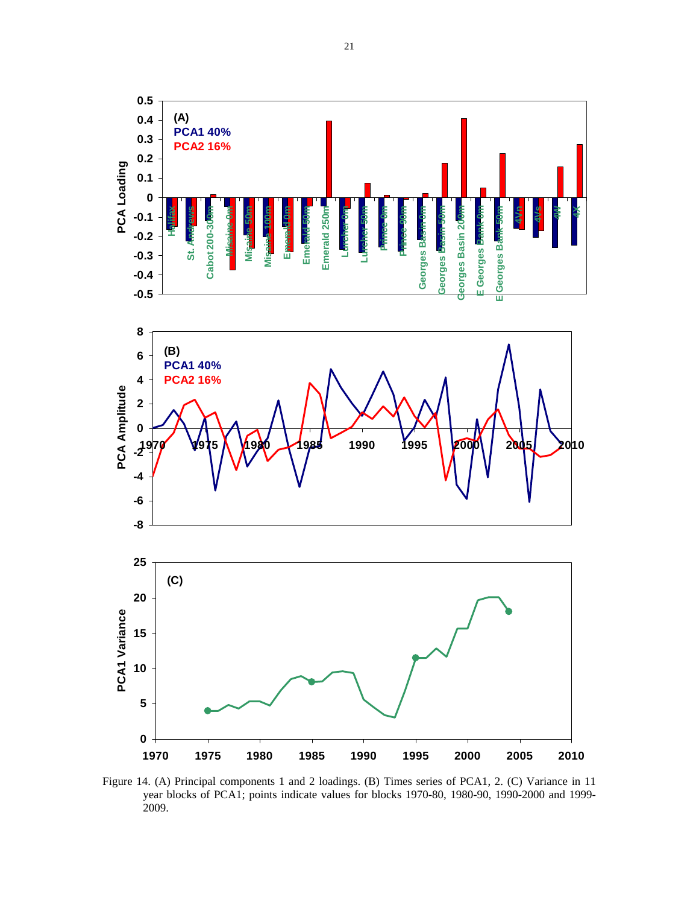(A)
PCA1 40%
PCA2 16%

PCA Loading

0.5
0.4
0.3
0.2
0.1
0
-0.1
-0.2
-0.3
-0.4
-0.5

Halifax
St. Andrews
Cabot 200-300m
Misaine 0m
Misaine 50m
Misaine 100m
Emerald 0m
Emerald 50m
Emerald 250m
Lurcher 0m
Lurcher 50m
Prince 0m
Prince 90m
Georges Basin 0m
Georges Basin 50m
Georges Basin 200m
E Georges Bank 0m
E Georges Bank 50m
4Vn
4Vs
4W
4X

(B)
PCA1 40%
PCA2 16%

PCA Amplitude

8
6
4
2
0
-2
-4
-6
-8

1970
1975
1980
1985
1990
1995
2000
2005
2010

(C)

PCA1 Variance

25
20
15
10
5
0

1970
1975
1980
1985
1990
1995
2000
2005
2010

Figure 14. (A) Principal components 1 and 2 loadings. (B) Times series of PCA1, 2. (C) Variance in 11 year blocks of PCA1; points indicate values for blocks 1970-80, 1980-90, 1990-2000 and 1999-2009.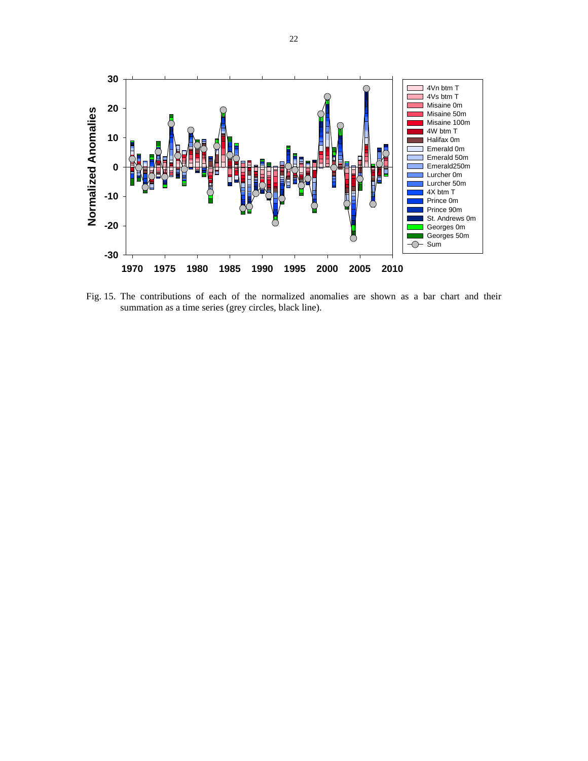Normalized Anomalies

30
20
10
0
-10
-20
-30

1970 1975 1980 1985 1990 1995 2000 2005 2010

4Vn btm T
4Vs btm T
Misaine 0m
Misaine 50m
Misaine 100m
4W btm T
Halifax 0m
Emerald 0m
Emerald 50m
Emerald250m
Lurcher 0m
Lurcher 50m
4X btm T
Prince 0m
Prince 90m
St. Andrews 0m
Georges 0m
Georges 50m
Sum

Fig. 15. The contributions of each of the normalized anomalies are shown as a bar chart and their summation as a time series (grey circles, black line).